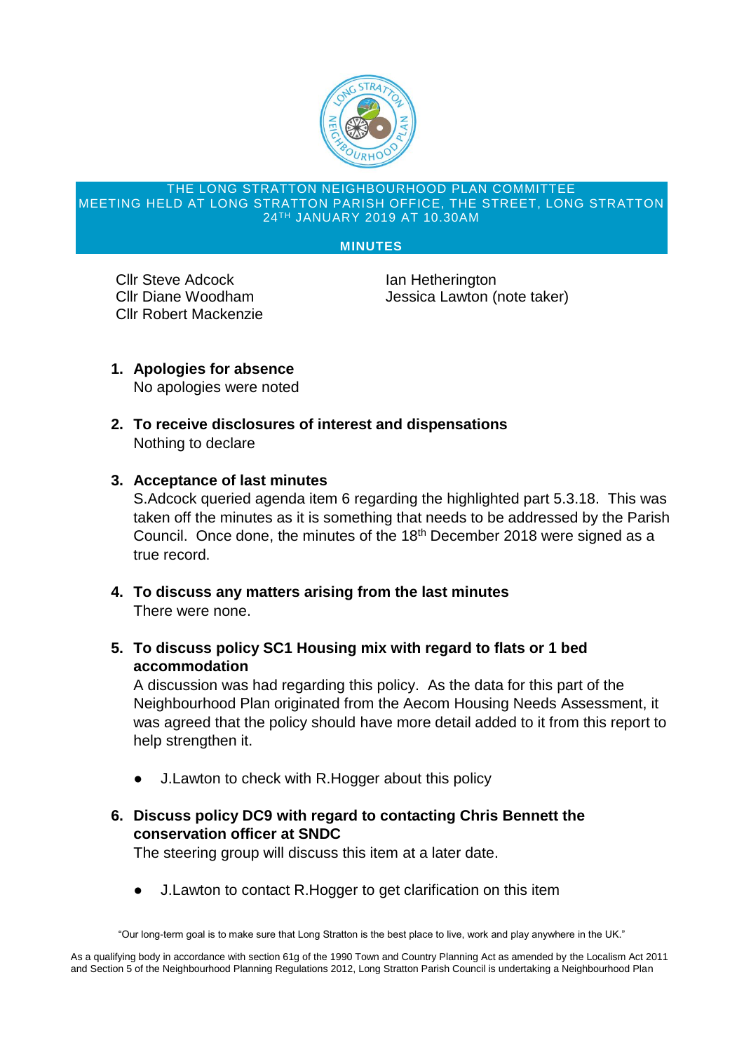THE LONG STRATTON NEIGHBOURHOOD PLAN COMMITTEE
MEETING HELD AT LONG STRATTON PARISH OFFICE, THE STREET, LONG STRATTON
24TH JANUARY 2019 AT 10.30AM

**MINUTES**

Cllr Steve Adcock
Cllr Diane Woodham
Cllr Robert Mackenzie
Ian Hetherington
Jessica Lawton (note taker)

1. **Apologies for absence**
   No apologies were noted

2. **To receive disclosures of interest and dispensations**
   Nothing to declare

3. **Acceptance of last minutes**
   S.Adcock queried agenda item 6 regarding the highlighted part 5.3.18. This was taken off the minutes as it is something that needs to be addressed by the Parish Council. Once done, the minutes of the 18th December 2018 were signed as a true record.

4. **To discuss any matters arising from the last minutes**
   There were none.

5. **To discuss policy SC1 Housing mix with regard to flats or 1 bed accommodation**
   A discussion was had regarding this policy. As the data for this part of the Neighbourhood Plan originated from the Aecom Housing Needs Assessment, it was agreed that the policy should have more detail added to it from this report to help strengthen it.

   - J.Lawton to check with R.Hogger about this policy

6. **Discuss policy DC9 with regard to contacting Chris Bennett the conservation officer at SNDC**
   The steering group will discuss this item at a later date.

   - J.Lawton to contact R.Hogger to get clarification on this item

"Our long-term goal is to make sure that Long Stratton is the best place to live, work and play anywhere in the UK."

As a qualifying body in accordance with section 61g of the 1990 Town and Country Planning Act as amended by the Localism Act 2011 and Section 5 of the Neighbourhood Planning Regulations 2012, Long Stratton Parish Council is undertaking a Neighbourhood Plan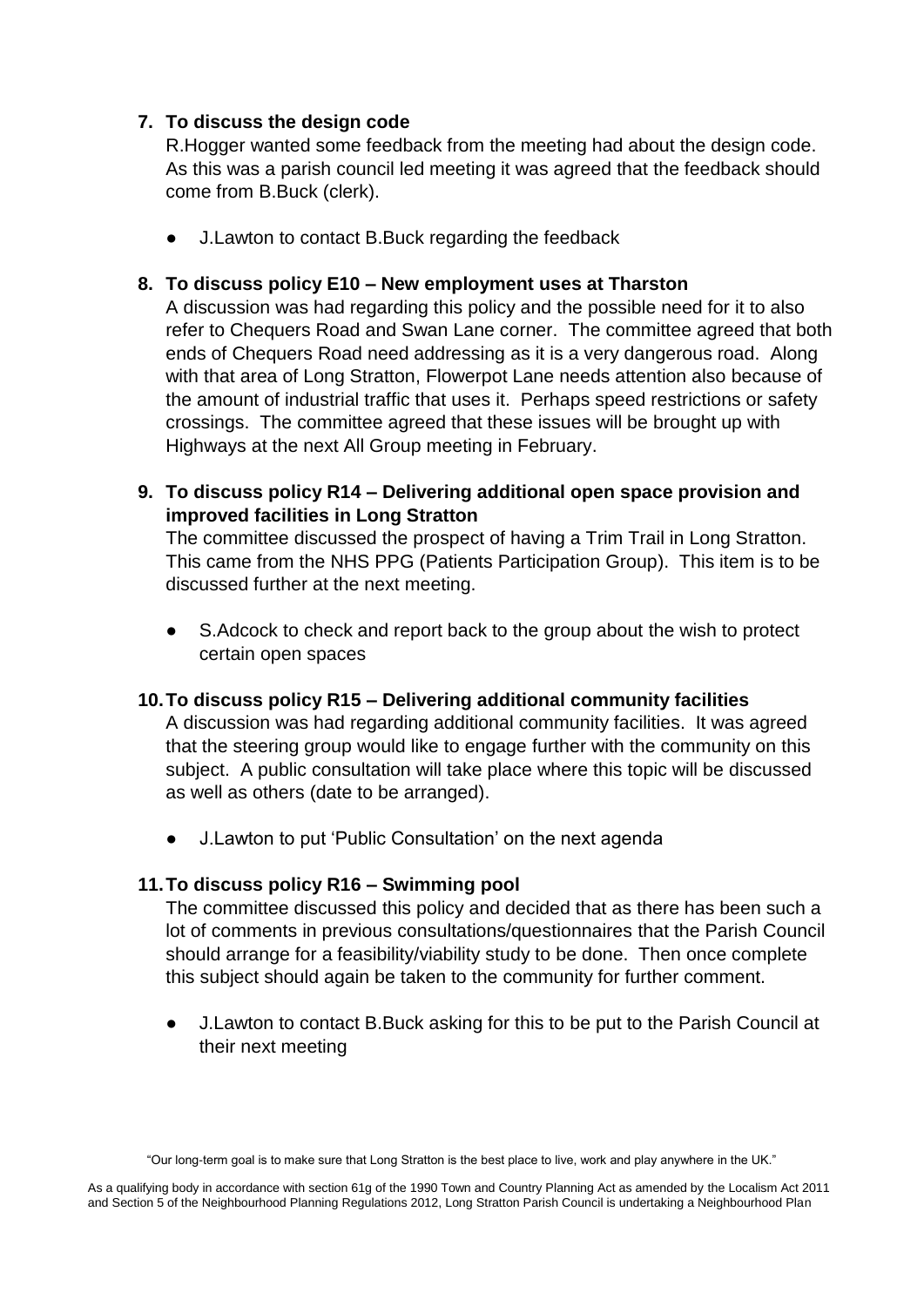7. **To discuss the design code**

   R.Hogger wanted some feedback from the meeting had about the design code. As this was a parish council led meeting it was agreed that the feedback should come from B.Buck (clerk).

   - J.Lawton to contact B.Buck regarding the feedback

8. **To discuss policy E10 – New employment uses at Tharston**

   A discussion was had regarding this policy and the possible need for it to also refer to Chequers Road and Swan Lane corner. The committee agreed that both ends of Chequers Road need addressing as it is a very dangerous road. Along with that area of Long Stratton, Flowerpot Lane needs attention also because of the amount of industrial traffic that uses it. Perhaps speed restrictions or safety crossings. The committee agreed that these issues will be brought up with Highways at the next All Group meeting in February.

9. **To discuss policy R14 – Delivering additional open space provision and improved facilities in Long Stratton**

   The committee discussed the prospect of having a Trim Trail in Long Stratton. This came from the NHS PPG (Patients Participation Group). This item is to be discussed further at the next meeting.

   - S.Adcock to check and report back to the group about the wish to protect certain open spaces

10. **To discuss policy R15 – Delivering additional community facilities**

    A discussion was had regarding additional community facilities. It was agreed that the steering group would like to engage further with the community on this subject. A public consultation will take place where this topic will be discussed as well as others (date to be arranged).

    - J.Lawton to put 'Public Consultation' on the next agenda

11. **To discuss policy R16 – Swimming pool**

    The committee discussed this policy and decided that as there has been such a lot of comments in previous consultations/questionnaires that the Parish Council should arrange for a feasibility/viability study to be done. Then once complete this subject should again be taken to the community for further comment.

    - J.Lawton to contact B.Buck asking for this to be put to the Parish Council at their next meeting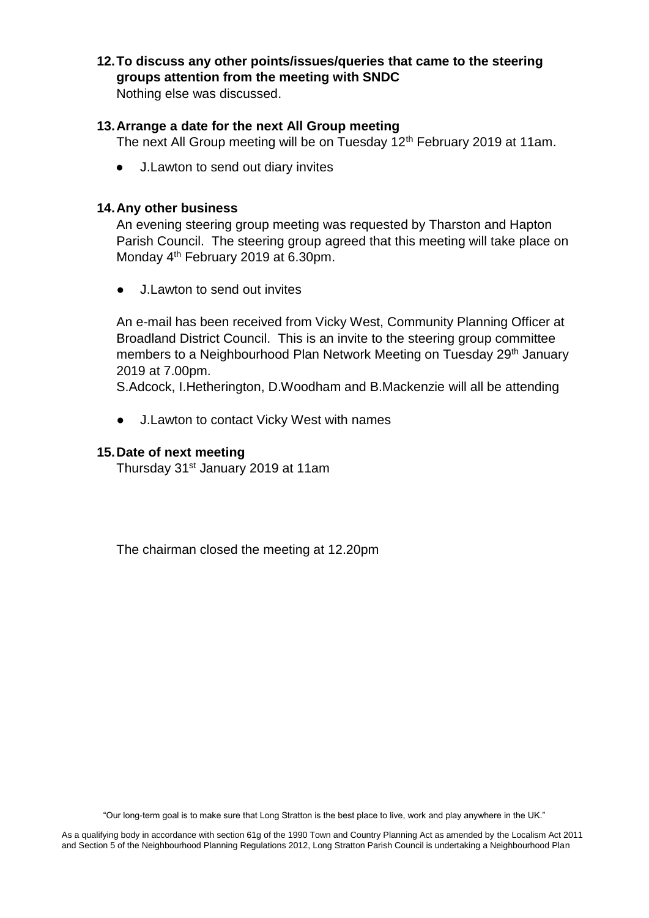## 12. To discuss any other points/issues/queries that came to the steering groups attention from the meeting with SNDC

Nothing else was discussed.

## 13. Arrange a date for the next All Group meeting

The next All Group meeting will be on Tuesday 12th February 2019 at 11am.

- J.Lawton to send out diary invites

## 14. Any other business

An evening steering group meeting was requested by Tharston and Hapton Parish Council. The steering group agreed that this meeting will take place on Monday 4th February 2019 at 6.30pm.

- J.Lawton to send out invites

An e-mail has been received from Vicky West, Community Planning Officer at Broadland District Council. This is an invite to the steering group committee members to a Neighbourhood Plan Network Meeting on Tuesday 29th January 2019 at 7.00pm.

S.Adcock, I.Hetherington, D.Woodham and B.Mackenzie will all be attending

- J.Lawton to contact Vicky West with names

## 15. Date of next meeting

Thursday 31st January 2019 at 11am

The chairman closed the meeting at 12.20pm

"Our long-term goal is to make sure that Long Stratton is the best place to live, work and play anywhere in the UK."

As a qualifying body in accordance with section 61g of the 1990 Town and Country Planning Act as amended by the Localism Act 2011 and Section 5 of the Neighbourhood Planning Regulations 2012, Long Stratton Parish Council is undertaking a Neighbourhood Plan